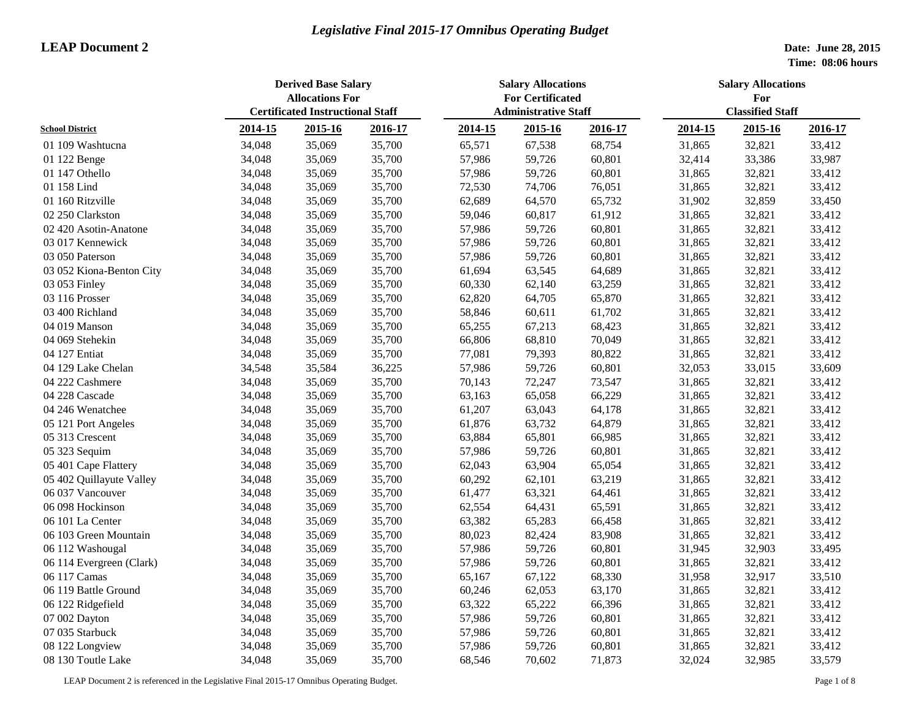*Legislative Final 2015-17 Omnibus Operating Budget*

**LEAP Document 2**

**Date: June 28, 2015**
**Time: 08:06 hours**

| School District | Derived Base Salary Allocations For Certificated Instructional Staff | | | Salary Allocations For Certificated Administrative Staff | | | Salary Allocations For Classified Staff | | |
|---|---|---|---|---|---|---|---|---|---|
| | 2014-15 | 2015-16 | 2016-17 | 2014-15 | 2015-16 | 2016-17 | 2014-15 | 2015-16 | 2016-17 |
| 01 109 Washtucna | 34,048 | 35,069 | 35,700 | 65,571 | 67,538 | 68,754 | 31,865 | 32,821 | 33,412 |
| 01 122 Benge | 34,048 | 35,069 | 35,700 | 57,986 | 59,726 | 60,801 | 32,414 | 33,386 | 33,987 |
| 01 147 Othello | 34,048 | 35,069 | 35,700 | 57,986 | 59,726 | 60,801 | 31,865 | 32,821 | 33,412 |
| 01 158 Lind | 34,048 | 35,069 | 35,700 | 72,530 | 74,706 | 76,051 | 31,865 | 32,821 | 33,412 |
| 01 160 Ritzville | 34,048 | 35,069 | 35,700 | 62,689 | 64,570 | 65,732 | 31,902 | 32,859 | 33,450 |
| 02 250 Clarkston | 34,048 | 35,069 | 35,700 | 59,046 | 60,817 | 61,912 | 31,865 | 32,821 | 33,412 |
| 02 420 Asotin-Anatone | 34,048 | 35,069 | 35,700 | 57,986 | 59,726 | 60,801 | 31,865 | 32,821 | 33,412 |
| 03 017 Kennewick | 34,048 | 35,069 | 35,700 | 57,986 | 59,726 | 60,801 | 31,865 | 32,821 | 33,412 |
| 03 050 Paterson | 34,048 | 35,069 | 35,700 | 57,986 | 59,726 | 60,801 | 31,865 | 32,821 | 33,412 |
| 03 052 Kiona-Benton City | 34,048 | 35,069 | 35,700 | 61,694 | 63,545 | 64,689 | 31,865 | 32,821 | 33,412 |
| 03 053 Finley | 34,048 | 35,069 | 35,700 | 60,330 | 62,140 | 63,259 | 31,865 | 32,821 | 33,412 |
| 03 116 Prosser | 34,048 | 35,069 | 35,700 | 62,820 | 64,705 | 65,870 | 31,865 | 32,821 | 33,412 |
| 03 400 Richland | 34,048 | 35,069 | 35,700 | 58,846 | 60,611 | 61,702 | 31,865 | 32,821 | 33,412 |
| 04 019 Manson | 34,048 | 35,069 | 35,700 | 65,255 | 67,213 | 68,423 | 31,865 | 32,821 | 33,412 |
| 04 069 Stehekin | 34,048 | 35,069 | 35,700 | 66,806 | 68,810 | 70,049 | 31,865 | 32,821 | 33,412 |
| 04 127 Entiat | 34,048 | 35,069 | 35,700 | 77,081 | 79,393 | 80,822 | 31,865 | 32,821 | 33,412 |
| 04 129 Lake Chelan | 34,548 | 35,584 | 36,225 | 57,986 | 59,726 | 60,801 | 32,053 | 33,015 | 33,609 |
| 04 222 Cashmere | 34,048 | 35,069 | 35,700 | 70,143 | 72,247 | 73,547 | 31,865 | 32,821 | 33,412 |
| 04 228 Cascade | 34,048 | 35,069 | 35,700 | 63,163 | 65,058 | 66,229 | 31,865 | 32,821 | 33,412 |
| 04 246 Wenatchee | 34,048 | 35,069 | 35,700 | 61,207 | 63,043 | 64,178 | 31,865 | 32,821 | 33,412 |
| 05 121 Port Angeles | 34,048 | 35,069 | 35,700 | 61,876 | 63,732 | 64,879 | 31,865 | 32,821 | 33,412 |
| 05 313 Crescent | 34,048 | 35,069 | 35,700 | 63,884 | 65,801 | 66,985 | 31,865 | 32,821 | 33,412 |
| 05 323 Sequim | 34,048 | 35,069 | 35,700 | 57,986 | 59,726 | 60,801 | 31,865 | 32,821 | 33,412 |
| 05 401 Cape Flattery | 34,048 | 35,069 | 35,700 | 62,043 | 63,904 | 65,054 | 31,865 | 32,821 | 33,412 |
| 05 402 Quillayute Valley | 34,048 | 35,069 | 35,700 | 60,292 | 62,101 | 63,219 | 31,865 | 32,821 | 33,412 |
| 06 037 Vancouver | 34,048 | 35,069 | 35,700 | 61,477 | 63,321 | 64,461 | 31,865 | 32,821 | 33,412 |
| 06 098 Hockinson | 34,048 | 35,069 | 35,700 | 62,554 | 64,431 | 65,591 | 31,865 | 32,821 | 33,412 |
| 06 101 La Center | 34,048 | 35,069 | 35,700 | 63,382 | 65,283 | 66,458 | 31,865 | 32,821 | 33,412 |
| 06 103 Green Mountain | 34,048 | 35,069 | 35,700 | 80,023 | 82,424 | 83,908 | 31,865 | 32,821 | 33,412 |
| 06 112 Washougal | 34,048 | 35,069 | 35,700 | 57,986 | 59,726 | 60,801 | 31,945 | 32,903 | 33,495 |
| 06 114 Evergreen (Clark) | 34,048 | 35,069 | 35,700 | 57,986 | 59,726 | 60,801 | 31,865 | 32,821 | 33,412 |
| 06 117 Camas | 34,048 | 35,069 | 35,700 | 65,167 | 67,122 | 68,330 | 31,958 | 32,917 | 33,510 |
| 06 119 Battle Ground | 34,048 | 35,069 | 35,700 | 60,246 | 62,053 | 63,170 | 31,865 | 32,821 | 33,412 |
| 06 122 Ridgefield | 34,048 | 35,069 | 35,700 | 63,322 | 65,222 | 66,396 | 31,865 | 32,821 | 33,412 |
| 07 002 Dayton | 34,048 | 35,069 | 35,700 | 57,986 | 59,726 | 60,801 | 31,865 | 32,821 | 33,412 |
| 07 035 Starbuck | 34,048 | 35,069 | 35,700 | 57,986 | 59,726 | 60,801 | 31,865 | 32,821 | 33,412 |
| 08 122 Longview | 34,048 | 35,069 | 35,700 | 57,986 | 59,726 | 60,801 | 31,865 | 32,821 | 33,412 |
| 08 130 Toutle Lake | 34,048 | 35,069 | 35,700 | 68,546 | 70,602 | 71,873 | 32,024 | 32,985 | 33,579 |

LEAP Document 2 is referenced in the Legislative Final 2015-17 Omnibus Operating Budget.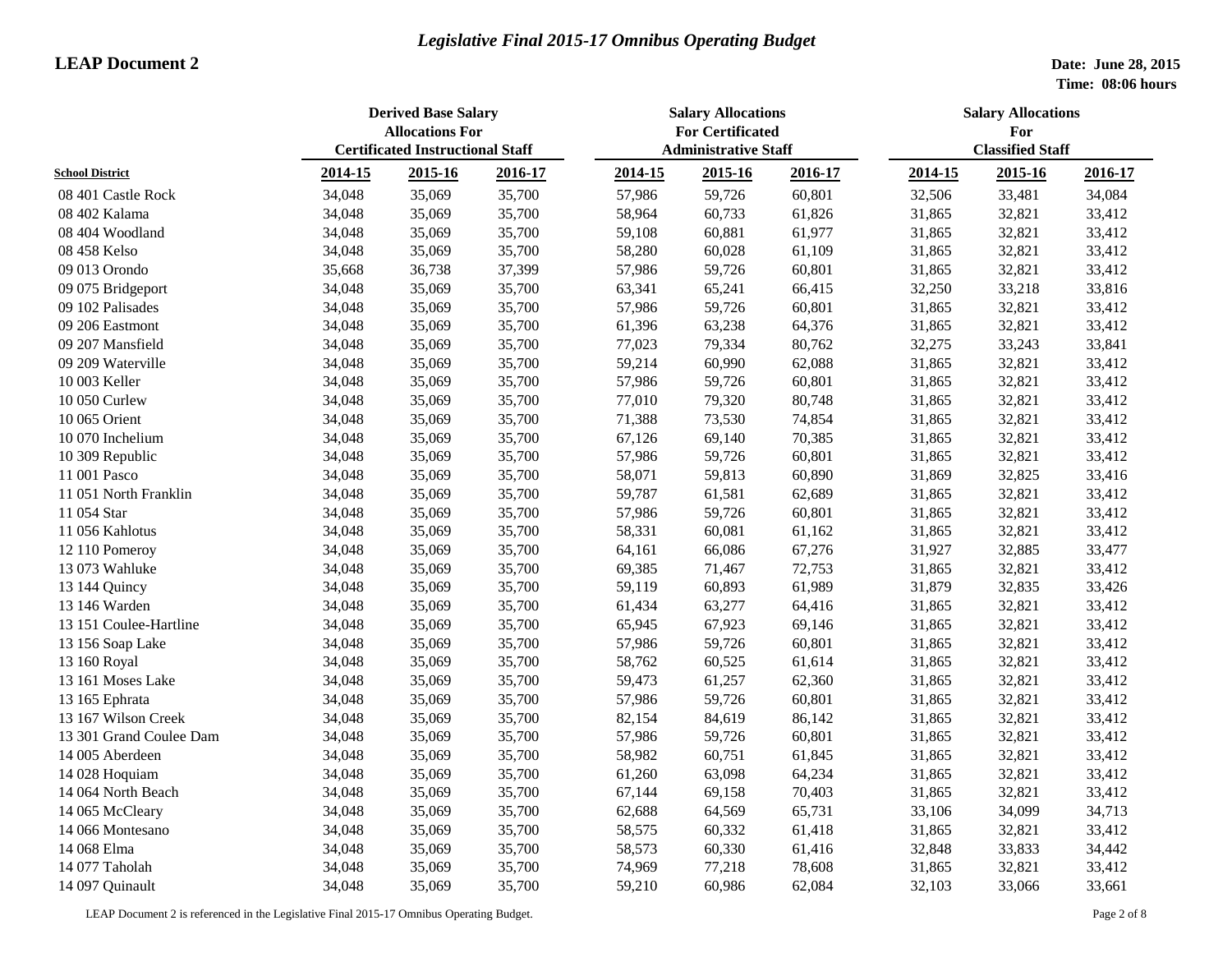## *Legislative Final 2015-17 Omnibus Operating Budget*

**LEAP Document 2**

**Date: June 28, 2015**
**Time: 08:06 hours**

| School District | Derived Base Salary Allocations For Certificated Instructional Staff | | | Salary Allocations For Certificated Administrative Staff | | | Salary Allocations For Classified Staff | | |
|---|---|---|---|---|---|---|---|---|---|
| | 2014-15 | 2015-16 | 2016-17 | 2014-15 | 2015-16 | 2016-17 | 2014-15 | 2015-16 | 2016-17 |
| 08 401 Castle Rock | 34,048 | 35,069 | 35,700 | 57,986 | 59,726 | 60,801 | 32,506 | 33,481 | 34,084 |
| 08 402 Kalama | 34,048 | 35,069 | 35,700 | 58,964 | 60,733 | 61,826 | 31,865 | 32,821 | 33,412 |
| 08 404 Woodland | 34,048 | 35,069 | 35,700 | 59,108 | 60,881 | 61,977 | 31,865 | 32,821 | 33,412 |
| 08 458 Kelso | 34,048 | 35,069 | 35,700 | 58,280 | 60,028 | 61,109 | 31,865 | 32,821 | 33,412 |
| 09 013 Orondo | 35,668 | 36,738 | 37,399 | 57,986 | 59,726 | 60,801 | 31,865 | 32,821 | 33,412 |
| 09 075 Bridgeport | 34,048 | 35,069 | 35,700 | 63,341 | 65,241 | 66,415 | 32,250 | 33,218 | 33,816 |
| 09 102 Palisades | 34,048 | 35,069 | 35,700 | 57,986 | 59,726 | 60,801 | 31,865 | 32,821 | 33,412 |
| 09 206 Eastmont | 34,048 | 35,069 | 35,700 | 61,396 | 63,238 | 64,376 | 31,865 | 32,821 | 33,412 |
| 09 207 Mansfield | 34,048 | 35,069 | 35,700 | 77,023 | 79,334 | 80,762 | 32,275 | 33,243 | 33,841 |
| 09 209 Waterville | 34,048 | 35,069 | 35,700 | 59,214 | 60,990 | 62,088 | 31,865 | 32,821 | 33,412 |
| 10 003 Keller | 34,048 | 35,069 | 35,700 | 57,986 | 59,726 | 60,801 | 31,865 | 32,821 | 33,412 |
| 10 050 Curlew | 34,048 | 35,069 | 35,700 | 77,010 | 79,320 | 80,748 | 31,865 | 32,821 | 33,412 |
| 10 065 Orient | 34,048 | 35,069 | 35,700 | 71,388 | 73,530 | 74,854 | 31,865 | 32,821 | 33,412 |
| 10 070 Inchelium | 34,048 | 35,069 | 35,700 | 67,126 | 69,140 | 70,385 | 31,865 | 32,821 | 33,412 |
| 10 309 Republic | 34,048 | 35,069 | 35,700 | 57,986 | 59,726 | 60,801 | 31,865 | 32,821 | 33,412 |
| 11 001 Pasco | 34,048 | 35,069 | 35,700 | 58,071 | 59,813 | 60,890 | 31,869 | 32,825 | 33,416 |
| 11 051 North Franklin | 34,048 | 35,069 | 35,700 | 59,787 | 61,581 | 62,689 | 31,865 | 32,821 | 33,412 |
| 11 054 Star | 34,048 | 35,069 | 35,700 | 57,986 | 59,726 | 60,801 | 31,865 | 32,821 | 33,412 |
| 11 056 Kahlotus | 34,048 | 35,069 | 35,700 | 58,331 | 60,081 | 61,162 | 31,865 | 32,821 | 33,412 |
| 12 110 Pomeroy | 34,048 | 35,069 | 35,700 | 64,161 | 66,086 | 67,276 | 31,927 | 32,885 | 33,477 |
| 13 073 Wahluke | 34,048 | 35,069 | 35,700 | 69,385 | 71,467 | 72,753 | 31,865 | 32,821 | 33,412 |
| 13 144 Quincy | 34,048 | 35,069 | 35,700 | 59,119 | 60,893 | 61,989 | 31,879 | 32,835 | 33,426 |
| 13 146 Warden | 34,048 | 35,069 | 35,700 | 61,434 | 63,277 | 64,416 | 31,865 | 32,821 | 33,412 |
| 13 151 Coulee-Hartline | 34,048 | 35,069 | 35,700 | 65,945 | 67,923 | 69,146 | 31,865 | 32,821 | 33,412 |
| 13 156 Soap Lake | 34,048 | 35,069 | 35,700 | 57,986 | 59,726 | 60,801 | 31,865 | 32,821 | 33,412 |
| 13 160 Royal | 34,048 | 35,069 | 35,700 | 58,762 | 60,525 | 61,614 | 31,865 | 32,821 | 33,412 |
| 13 161 Moses Lake | 34,048 | 35,069 | 35,700 | 59,473 | 61,257 | 62,360 | 31,865 | 32,821 | 33,412 |
| 13 165 Ephrata | 34,048 | 35,069 | 35,700 | 57,986 | 59,726 | 60,801 | 31,865 | 32,821 | 33,412 |
| 13 167 Wilson Creek | 34,048 | 35,069 | 35,700 | 82,154 | 84,619 | 86,142 | 31,865 | 32,821 | 33,412 |
| 13 301 Grand Coulee Dam | 34,048 | 35,069 | 35,700 | 57,986 | 59,726 | 60,801 | 31,865 | 32,821 | 33,412 |
| 14 005 Aberdeen | 34,048 | 35,069 | 35,700 | 58,982 | 60,751 | 61,845 | 31,865 | 32,821 | 33,412 |
| 14 028 Hoquiam | 34,048 | 35,069 | 35,700 | 61,260 | 63,098 | 64,234 | 31,865 | 32,821 | 33,412 |
| 14 064 North Beach | 34,048 | 35,069 | 35,700 | 67,144 | 69,158 | 70,403 | 31,865 | 32,821 | 33,412 |
| 14 065 McCleary | 34,048 | 35,069 | 35,700 | 62,688 | 64,569 | 65,731 | 33,106 | 34,099 | 34,713 |
| 14 066 Montesano | 34,048 | 35,069 | 35,700 | 58,575 | 60,332 | 61,418 | 31,865 | 32,821 | 33,412 |
| 14 068 Elma | 34,048 | 35,069 | 35,700 | 58,573 | 60,330 | 61,416 | 32,848 | 33,833 | 34,442 |
| 14 077 Taholah | 34,048 | 35,069 | 35,700 | 74,969 | 77,218 | 78,608 | 31,865 | 32,821 | 33,412 |
| 14 097 Quinault | 34,048 | 35,069 | 35,700 | 59,210 | 60,986 | 62,084 | 32,103 | 33,066 | 33,661 |

LEAP Document 2 is referenced in the Legislative Final 2015-17 Omnibus Operating Budget.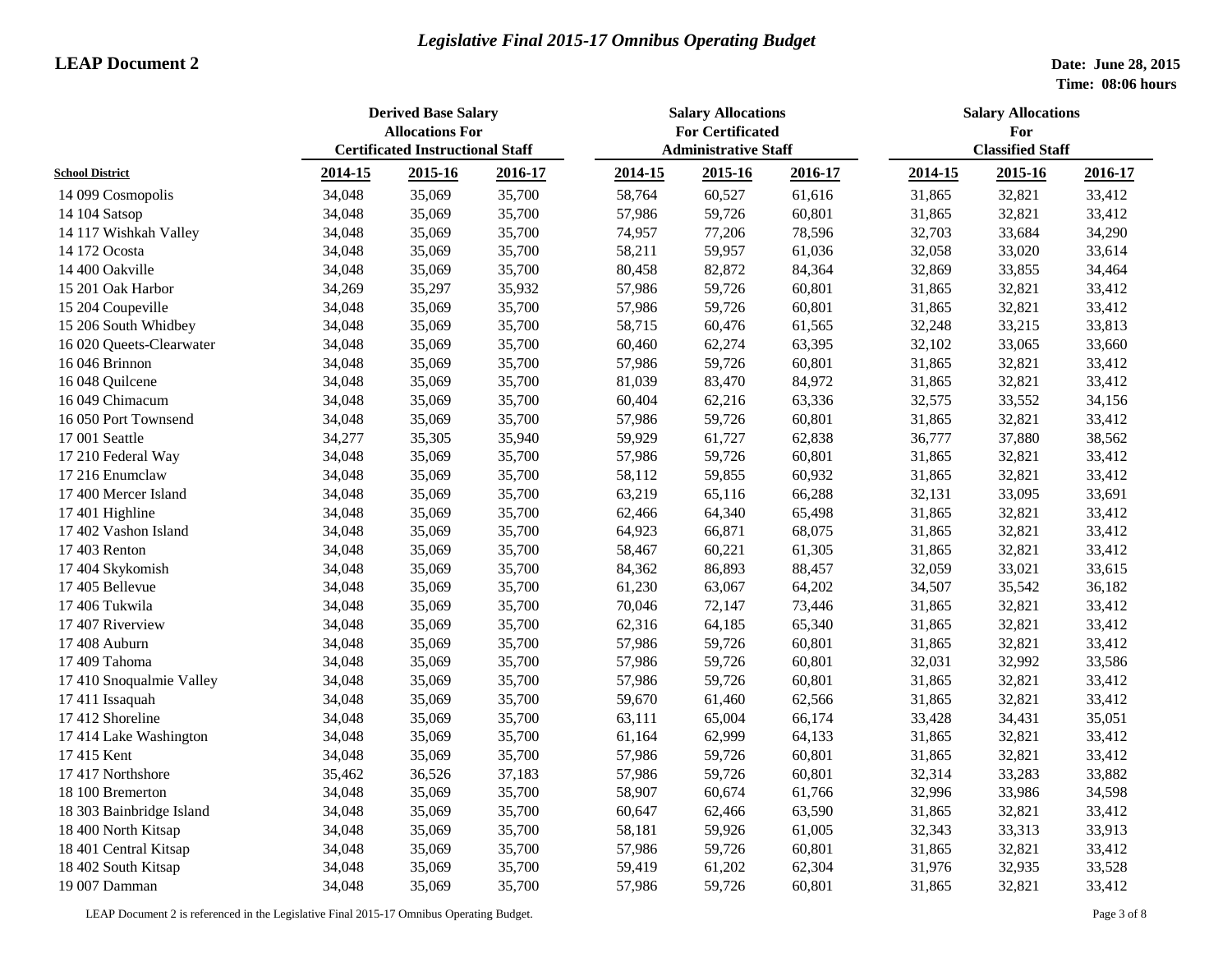*Legislative Final 2015-17 Omnibus Operating Budget*

**LEAP Document 2**

**Date: June 28, 2015**
**Time: 08:06 hours**

| School District | Derived Base Salary Allocations For Certificated Instructional Staff | | | Salary Allocations For Certificated Administrative Staff | | | Salary Allocations For Classified Staff | | |
|---|---|---|---|---|---|---|---|---|---|
| | 2014-15 | 2015-16 | 2016-17 | 2014-15 | 2015-16 | 2016-17 | 2014-15 | 2015-16 | 2016-17 |
| 14 099 Cosmopolis | 34,048 | 35,069 | 35,700 | 58,764 | 60,527 | 61,616 | 31,865 | 32,821 | 33,412 |
| 14 104 Satsop | 34,048 | 35,069 | 35,700 | 57,986 | 59,726 | 60,801 | 31,865 | 32,821 | 33,412 |
| 14 117 Wishkah Valley | 34,048 | 35,069 | 35,700 | 74,957 | 77,206 | 78,596 | 32,703 | 33,684 | 34,290 |
| 14 172 Ocosta | 34,048 | 35,069 | 35,700 | 58,211 | 59,957 | 61,036 | 32,058 | 33,020 | 33,614 |
| 14 400 Oakville | 34,048 | 35,069 | 35,700 | 80,458 | 82,872 | 84,364 | 32,869 | 33,855 | 34,464 |
| 15 201 Oak Harbor | 34,269 | 35,297 | 35,932 | 57,986 | 59,726 | 60,801 | 31,865 | 32,821 | 33,412 |
| 15 204 Coupeville | 34,048 | 35,069 | 35,700 | 57,986 | 59,726 | 60,801 | 31,865 | 32,821 | 33,412 |
| 15 206 South Whidbey | 34,048 | 35,069 | 35,700 | 58,715 | 60,476 | 61,565 | 32,248 | 33,215 | 33,813 |
| 16 020 Queets-Clearwater | 34,048 | 35,069 | 35,700 | 60,460 | 62,274 | 63,395 | 32,102 | 33,065 | 33,660 |
| 16 046 Brinnon | 34,048 | 35,069 | 35,700 | 57,986 | 59,726 | 60,801 | 31,865 | 32,821 | 33,412 |
| 16 048 Quilcene | 34,048 | 35,069 | 35,700 | 81,039 | 83,470 | 84,972 | 31,865 | 32,821 | 33,412 |
| 16 049 Chimacum | 34,048 | 35,069 | 35,700 | 60,404 | 62,216 | 63,336 | 32,575 | 33,552 | 34,156 |
| 16 050 Port Townsend | 34,048 | 35,069 | 35,700 | 57,986 | 59,726 | 60,801 | 31,865 | 32,821 | 33,412 |
| 17 001 Seattle | 34,277 | 35,305 | 35,940 | 59,929 | 61,727 | 62,838 | 36,777 | 37,880 | 38,562 |
| 17 210 Federal Way | 34,048 | 35,069 | 35,700 | 57,986 | 59,726 | 60,801 | 31,865 | 32,821 | 33,412 |
| 17 216 Enumclaw | 34,048 | 35,069 | 35,700 | 58,112 | 59,855 | 60,932 | 31,865 | 32,821 | 33,412 |
| 17 400 Mercer Island | 34,048 | 35,069 | 35,700 | 63,219 | 65,116 | 66,288 | 32,131 | 33,095 | 33,691 |
| 17 401 Highline | 34,048 | 35,069 | 35,700 | 62,466 | 64,340 | 65,498 | 31,865 | 32,821 | 33,412 |
| 17 402 Vashon Island | 34,048 | 35,069 | 35,700 | 64,923 | 66,871 | 68,075 | 31,865 | 32,821 | 33,412 |
| 17 403 Renton | 34,048 | 35,069 | 35,700 | 58,467 | 60,221 | 61,305 | 31,865 | 32,821 | 33,412 |
| 17 404 Skykomish | 34,048 | 35,069 | 35,700 | 84,362 | 86,893 | 88,457 | 32,059 | 33,021 | 33,615 |
| 17 405 Bellevue | 34,048 | 35,069 | 35,700 | 61,230 | 63,067 | 64,202 | 34,507 | 35,542 | 36,182 |
| 17 406 Tukwila | 34,048 | 35,069 | 35,700 | 70,046 | 72,147 | 73,446 | 31,865 | 32,821 | 33,412 |
| 17 407 Riverview | 34,048 | 35,069 | 35,700 | 62,316 | 64,185 | 65,340 | 31,865 | 32,821 | 33,412 |
| 17 408 Auburn | 34,048 | 35,069 | 35,700 | 57,986 | 59,726 | 60,801 | 31,865 | 32,821 | 33,412 |
| 17 409 Tahoma | 34,048 | 35,069 | 35,700 | 57,986 | 59,726 | 60,801 | 32,031 | 32,992 | 33,586 |
| 17 410 Snoqualmie Valley | 34,048 | 35,069 | 35,700 | 57,986 | 59,726 | 60,801 | 31,865 | 32,821 | 33,412 |
| 17 411 Issaquah | 34,048 | 35,069 | 35,700 | 59,670 | 61,460 | 62,566 | 31,865 | 32,821 | 33,412 |
| 17 412 Shoreline | 34,048 | 35,069 | 35,700 | 63,111 | 65,004 | 66,174 | 33,428 | 34,431 | 35,051 |
| 17 414 Lake Washington | 34,048 | 35,069 | 35,700 | 61,164 | 62,999 | 64,133 | 31,865 | 32,821 | 33,412 |
| 17 415 Kent | 34,048 | 35,069 | 35,700 | 57,986 | 59,726 | 60,801 | 31,865 | 32,821 | 33,412 |
| 17 417 Northshore | 35,462 | 36,526 | 37,183 | 57,986 | 59,726 | 60,801 | 32,314 | 33,283 | 33,882 |
| 18 100 Bremerton | 34,048 | 35,069 | 35,700 | 58,907 | 60,674 | 61,766 | 32,996 | 33,986 | 34,598 |
| 18 303 Bainbridge Island | 34,048 | 35,069 | 35,700 | 60,647 | 62,466 | 63,590 | 31,865 | 32,821 | 33,412 |
| 18 400 North Kitsap | 34,048 | 35,069 | 35,700 | 58,181 | 59,926 | 61,005 | 32,343 | 33,313 | 33,913 |
| 18 401 Central Kitsap | 34,048 | 35,069 | 35,700 | 57,986 | 59,726 | 60,801 | 31,865 | 32,821 | 33,412 |
| 18 402 South Kitsap | 34,048 | 35,069 | 35,700 | 59,419 | 61,202 | 62,304 | 31,976 | 32,935 | 33,528 |
| 19 007 Damman | 34,048 | 35,069 | 35,700 | 57,986 | 59,726 | 60,801 | 31,865 | 32,821 | 33,412 |

LEAP Document 2 is referenced in the Legislative Final 2015-17 Omnibus Operating Budget.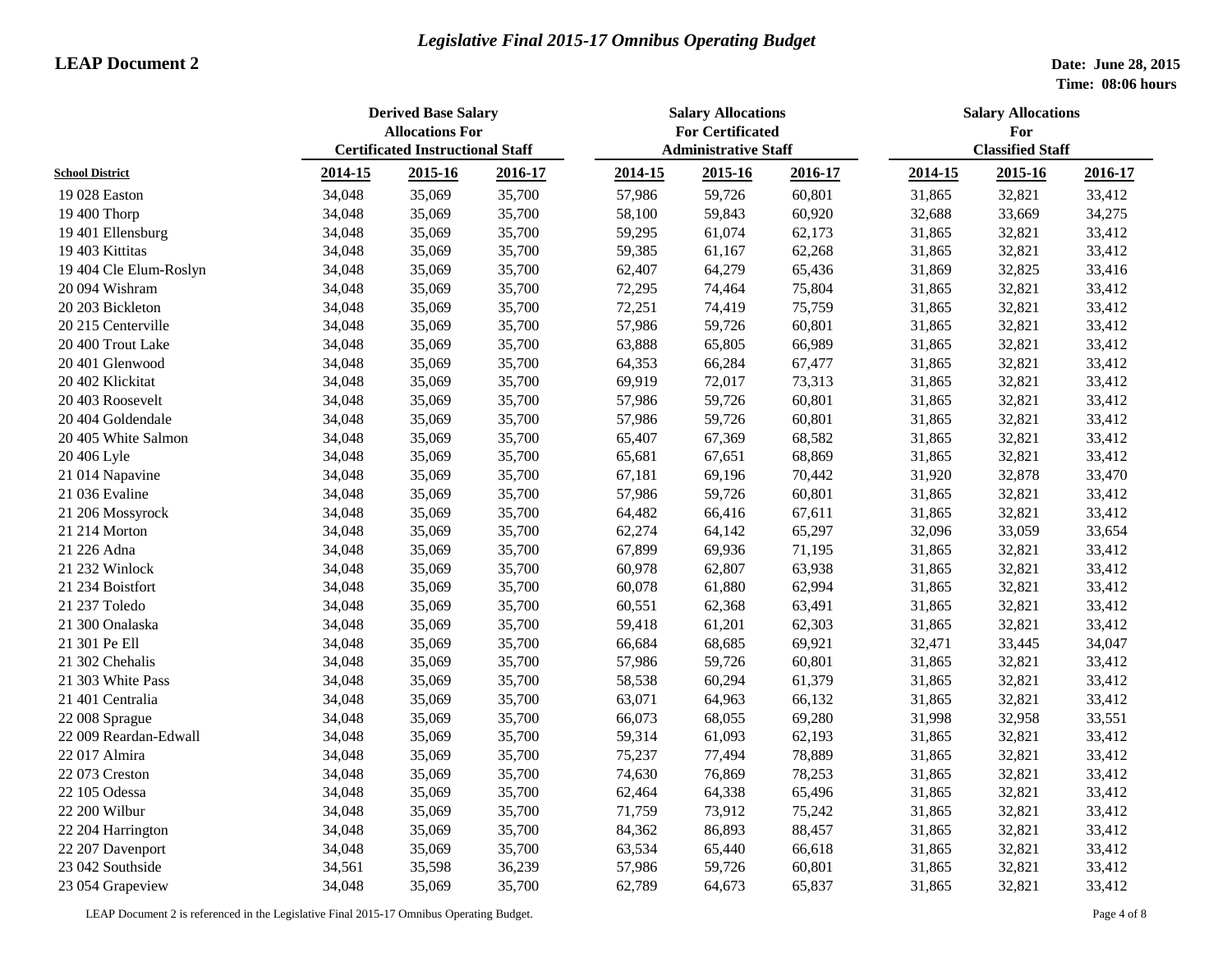# Legislative Final 2015-17 Omnibus Operating Budget

**LEAP Document 2**

**Date: June 28, 2015**
**Time: 08:06 hours**

| School District | Derived Base Salary Allocations For Certificated Instructional Staff | | | Salary Allocations For Certificated Administrative Staff | | | Salary Allocations For Classified Staff | | |
|---|---|---|---|---|---|---|---|---|---|
| | 2014-15 | 2015-16 | 2016-17 | 2014-15 | 2015-16 | 2016-17 | 2014-15 | 2015-16 | 2016-17 |
| 19 028 Easton | 34,048 | 35,069 | 35,700 | 57,986 | 59,726 | 60,801 | 31,865 | 32,821 | 33,412 |
| 19 400 Thorp | 34,048 | 35,069 | 35,700 | 58,100 | 59,843 | 60,920 | 32,688 | 33,669 | 34,275 |
| 19 401 Ellensburg | 34,048 | 35,069 | 35,700 | 59,295 | 61,074 | 62,173 | 31,865 | 32,821 | 33,412 |
| 19 403 Kittitas | 34,048 | 35,069 | 35,700 | 59,385 | 61,167 | 62,268 | 31,865 | 32,821 | 33,412 |
| 19 404 Cle Elum-Roslyn | 34,048 | 35,069 | 35,700 | 62,407 | 64,279 | 65,436 | 31,869 | 32,825 | 33,416 |
| 20 094 Wishram | 34,048 | 35,069 | 35,700 | 72,295 | 74,464 | 75,804 | 31,865 | 32,821 | 33,412 |
| 20 203 Bickleton | 34,048 | 35,069 | 35,700 | 72,251 | 74,419 | 75,759 | 31,865 | 32,821 | 33,412 |
| 20 215 Centerville | 34,048 | 35,069 | 35,700 | 57,986 | 59,726 | 60,801 | 31,865 | 32,821 | 33,412 |
| 20 400 Trout Lake | 34,048 | 35,069 | 35,700 | 63,888 | 65,805 | 66,989 | 31,865 | 32,821 | 33,412 |
| 20 401 Glenwood | 34,048 | 35,069 | 35,700 | 64,353 | 66,284 | 67,477 | 31,865 | 32,821 | 33,412 |
| 20 402 Klickitat | 34,048 | 35,069 | 35,700 | 69,919 | 72,017 | 73,313 | 31,865 | 32,821 | 33,412 |
| 20 403 Roosevelt | 34,048 | 35,069 | 35,700 | 57,986 | 59,726 | 60,801 | 31,865 | 32,821 | 33,412 |
| 20 404 Goldendale | 34,048 | 35,069 | 35,700 | 57,986 | 59,726 | 60,801 | 31,865 | 32,821 | 33,412 |
| 20 405 White Salmon | 34,048 | 35,069 | 35,700 | 65,407 | 67,369 | 68,582 | 31,865 | 32,821 | 33,412 |
| 20 406 Lyle | 34,048 | 35,069 | 35,700 | 65,681 | 67,651 | 68,869 | 31,865 | 32,821 | 33,412 |
| 21 014 Napavine | 34,048 | 35,069 | 35,700 | 67,181 | 69,196 | 70,442 | 31,920 | 32,878 | 33,470 |
| 21 036 Evaline | 34,048 | 35,069 | 35,700 | 57,986 | 59,726 | 60,801 | 31,865 | 32,821 | 33,412 |
| 21 206 Mossyrock | 34,048 | 35,069 | 35,700 | 64,482 | 66,416 | 67,611 | 31,865 | 32,821 | 33,412 |
| 21 214 Morton | 34,048 | 35,069 | 35,700 | 62,274 | 64,142 | 65,297 | 32,096 | 33,059 | 33,654 |
| 21 226 Adna | 34,048 | 35,069 | 35,700 | 67,899 | 69,936 | 71,195 | 31,865 | 32,821 | 33,412 |
| 21 232 Winlock | 34,048 | 35,069 | 35,700 | 60,978 | 62,807 | 63,938 | 31,865 | 32,821 | 33,412 |
| 21 234 Boistfort | 34,048 | 35,069 | 35,700 | 60,078 | 61,880 | 62,994 | 31,865 | 32,821 | 33,412 |
| 21 237 Toledo | 34,048 | 35,069 | 35,700 | 60,551 | 62,368 | 63,491 | 31,865 | 32,821 | 33,412 |
| 21 300 Onalaska | 34,048 | 35,069 | 35,700 | 59,418 | 61,201 | 62,303 | 31,865 | 32,821 | 33,412 |
| 21 301 Pe Ell | 34,048 | 35,069 | 35,700 | 66,684 | 68,685 | 69,921 | 32,471 | 33,445 | 34,047 |
| 21 302 Chehalis | 34,048 | 35,069 | 35,700 | 57,986 | 59,726 | 60,801 | 31,865 | 32,821 | 33,412 |
| 21 303 White Pass | 34,048 | 35,069 | 35,700 | 58,538 | 60,294 | 61,379 | 31,865 | 32,821 | 33,412 |
| 21 401 Centralia | 34,048 | 35,069 | 35,700 | 63,071 | 64,963 | 66,132 | 31,865 | 32,821 | 33,412 |
| 22 008 Sprague | 34,048 | 35,069 | 35,700 | 66,073 | 68,055 | 69,280 | 31,998 | 32,958 | 33,551 |
| 22 009 Reardan-Edwall | 34,048 | 35,069 | 35,700 | 59,314 | 61,093 | 62,193 | 31,865 | 32,821 | 33,412 |
| 22 017 Almira | 34,048 | 35,069 | 35,700 | 75,237 | 77,494 | 78,889 | 31,865 | 32,821 | 33,412 |
| 22 073 Creston | 34,048 | 35,069 | 35,700 | 74,630 | 76,869 | 78,253 | 31,865 | 32,821 | 33,412 |
| 22 105 Odessa | 34,048 | 35,069 | 35,700 | 62,464 | 64,338 | 65,496 | 31,865 | 32,821 | 33,412 |
| 22 200 Wilbur | 34,048 | 35,069 | 35,700 | 71,759 | 73,912 | 75,242 | 31,865 | 32,821 | 33,412 |
| 22 204 Harrington | 34,048 | 35,069 | 35,700 | 84,362 | 86,893 | 88,457 | 31,865 | 32,821 | 33,412 |
| 22 207 Davenport | 34,048 | 35,069 | 35,700 | 63,534 | 65,440 | 66,618 | 31,865 | 32,821 | 33,412 |
| 23 042 Southside | 34,561 | 35,598 | 36,239 | 57,986 | 59,726 | 60,801 | 31,865 | 32,821 | 33,412 |
| 23 054 Grapeview | 34,048 | 35,069 | 35,700 | 62,789 | 64,673 | 65,837 | 31,865 | 32,821 | 33,412 |

LEAP Document 2 is referenced in the Legislative Final 2015-17 Omnibus Operating Budget.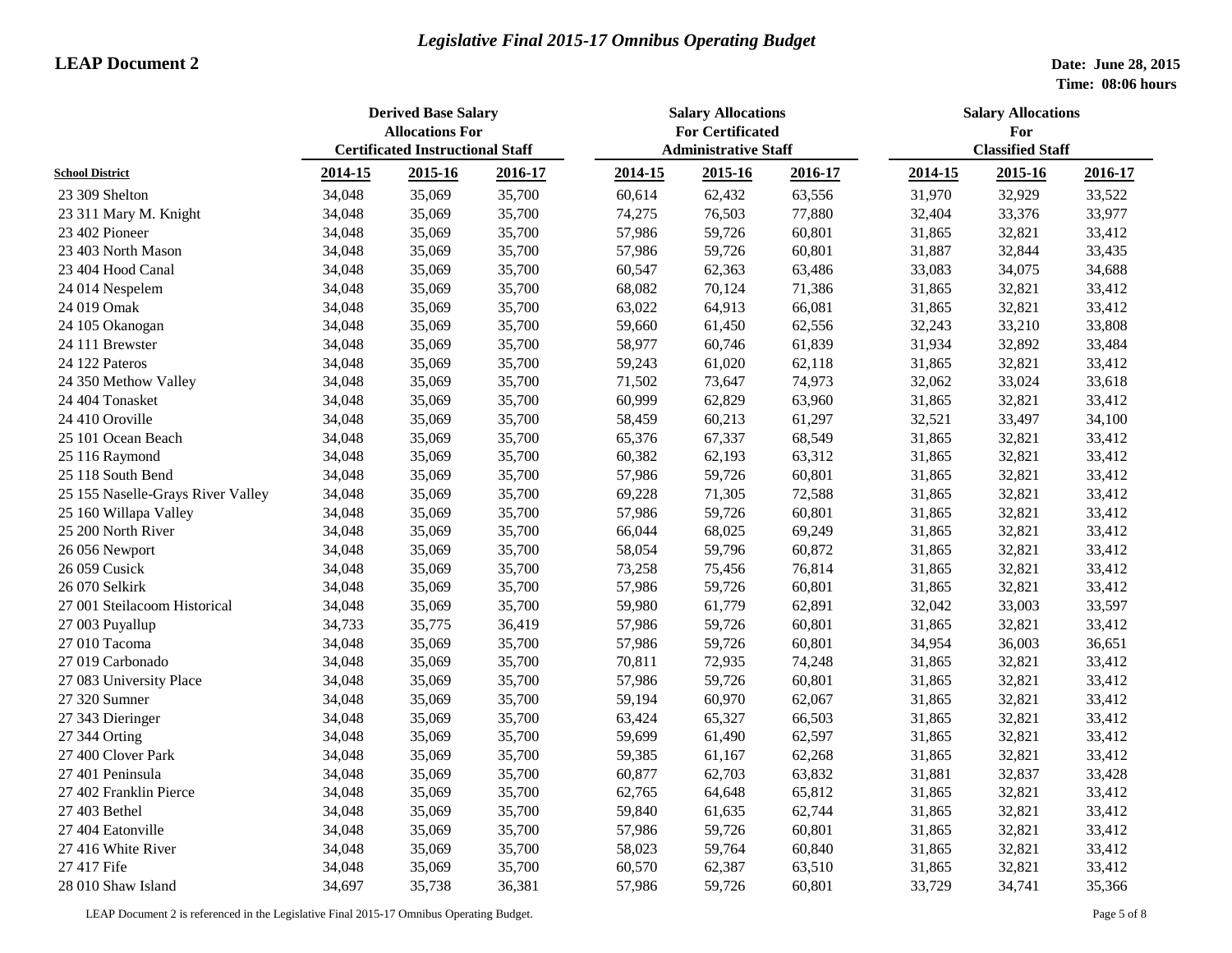# Legislative Final 2015-17 Omnibus Operating Budget

**LEAP Document 2**

**Date: June 28, 2015**
**Time: 08:06 hours**

| School District | Derived Base Salary Allocations For Certificated Instructional Staff | | | Salary Allocations For Certificated Administrative Staff | | | Salary Allocations For Classified Staff | | |
|---|---|---|---|---|---|---|---|---|---|
| | 2014-15 | 2015-16 | 2016-17 | 2014-15 | 2015-16 | 2016-17 | 2014-15 | 2015-16 | 2016-17 |
| 23 309 Shelton | 34,048 | 35,069 | 35,700 | 60,614 | 62,432 | 63,556 | 31,970 | 32,929 | 33,522 |
| 23 311 Mary M. Knight | 34,048 | 35,069 | 35,700 | 74,275 | 76,503 | 77,880 | 32,404 | 33,376 | 33,977 |
| 23 402 Pioneer | 34,048 | 35,069 | 35,700 | 57,986 | 59,726 | 60,801 | 31,865 | 32,821 | 33,412 |
| 23 403 North Mason | 34,048 | 35,069 | 35,700 | 57,986 | 59,726 | 60,801 | 31,887 | 32,844 | 33,435 |
| 23 404 Hood Canal | 34,048 | 35,069 | 35,700 | 60,547 | 62,363 | 63,486 | 33,083 | 34,075 | 34,688 |
| 24 014 Nespelem | 34,048 | 35,069 | 35,700 | 68,082 | 70,124 | 71,386 | 31,865 | 32,821 | 33,412 |
| 24 019 Omak | 34,048 | 35,069 | 35,700 | 63,022 | 64,913 | 66,081 | 31,865 | 32,821 | 33,412 |
| 24 105 Okanogan | 34,048 | 35,069 | 35,700 | 59,660 | 61,450 | 62,556 | 32,243 | 33,210 | 33,808 |
| 24 111 Brewster | 34,048 | 35,069 | 35,700 | 58,977 | 60,746 | 61,839 | 31,934 | 32,892 | 33,484 |
| 24 122 Pateros | 34,048 | 35,069 | 35,700 | 59,243 | 61,020 | 62,118 | 31,865 | 32,821 | 33,412 |
| 24 350 Methow Valley | 34,048 | 35,069 | 35,700 | 71,502 | 73,647 | 74,973 | 32,062 | 33,024 | 33,618 |
| 24 404 Tonasket | 34,048 | 35,069 | 35,700 | 60,999 | 62,829 | 63,960 | 31,865 | 32,821 | 33,412 |
| 24 410 Oroville | 34,048 | 35,069 | 35,700 | 58,459 | 60,213 | 61,297 | 32,521 | 33,497 | 34,100 |
| 25 101 Ocean Beach | 34,048 | 35,069 | 35,700 | 65,376 | 67,337 | 68,549 | 31,865 | 32,821 | 33,412 |
| 25 116 Raymond | 34,048 | 35,069 | 35,700 | 60,382 | 62,193 | 63,312 | 31,865 | 32,821 | 33,412 |
| 25 118 South Bend | 34,048 | 35,069 | 35,700 | 57,986 | 59,726 | 60,801 | 31,865 | 32,821 | 33,412 |
| 25 155 Naselle-Grays River Valley | 34,048 | 35,069 | 35,700 | 69,228 | 71,305 | 72,588 | 31,865 | 32,821 | 33,412 |
| 25 160 Willapa Valley | 34,048 | 35,069 | 35,700 | 57,986 | 59,726 | 60,801 | 31,865 | 32,821 | 33,412 |
| 25 200 North River | 34,048 | 35,069 | 35,700 | 66,044 | 68,025 | 69,249 | 31,865 | 32,821 | 33,412 |
| 26 056 Newport | 34,048 | 35,069 | 35,700 | 58,054 | 59,796 | 60,872 | 31,865 | 32,821 | 33,412 |
| 26 059 Cusick | 34,048 | 35,069 | 35,700 | 73,258 | 75,456 | 76,814 | 31,865 | 32,821 | 33,412 |
| 26 070 Selkirk | 34,048 | 35,069 | 35,700 | 57,986 | 59,726 | 60,801 | 31,865 | 32,821 | 33,412 |
| 27 001 Steilacoom Historical | 34,048 | 35,069 | 35,700 | 59,980 | 61,779 | 62,891 | 32,042 | 33,003 | 33,597 |
| 27 003 Puyallup | 34,733 | 35,775 | 36,419 | 57,986 | 59,726 | 60,801 | 31,865 | 32,821 | 33,412 |
| 27 010 Tacoma | 34,048 | 35,069 | 35,700 | 57,986 | 59,726 | 60,801 | 34,954 | 36,003 | 36,651 |
| 27 019 Carbonado | 34,048 | 35,069 | 35,700 | 70,811 | 72,935 | 74,248 | 31,865 | 32,821 | 33,412 |
| 27 083 University Place | 34,048 | 35,069 | 35,700 | 57,986 | 59,726 | 60,801 | 31,865 | 32,821 | 33,412 |
| 27 320 Sumner | 34,048 | 35,069 | 35,700 | 59,194 | 60,970 | 62,067 | 31,865 | 32,821 | 33,412 |
| 27 343 Dieringer | 34,048 | 35,069 | 35,700 | 63,424 | 65,327 | 66,503 | 31,865 | 32,821 | 33,412 |
| 27 344 Orting | 34,048 | 35,069 | 35,700 | 59,699 | 61,490 | 62,597 | 31,865 | 32,821 | 33,412 |
| 27 400 Clover Park | 34,048 | 35,069 | 35,700 | 59,385 | 61,167 | 62,268 | 31,865 | 32,821 | 33,412 |
| 27 401 Peninsula | 34,048 | 35,069 | 35,700 | 60,877 | 62,703 | 63,832 | 31,881 | 32,837 | 33,428 |
| 27 402 Franklin Pierce | 34,048 | 35,069 | 35,700 | 62,765 | 64,648 | 65,812 | 31,865 | 32,821 | 33,412 |
| 27 403 Bethel | 34,048 | 35,069 | 35,700 | 59,840 | 61,635 | 62,744 | 31,865 | 32,821 | 33,412 |
| 27 404 Eatonville | 34,048 | 35,069 | 35,700 | 57,986 | 59,726 | 60,801 | 31,865 | 32,821 | 33,412 |
| 27 416 White River | 34,048 | 35,069 | 35,700 | 58,023 | 59,764 | 60,840 | 31,865 | 32,821 | 33,412 |
| 27 417 Fife | 34,048 | 35,069 | 35,700 | 60,570 | 62,387 | 63,510 | 31,865 | 32,821 | 33,412 |
| 28 010 Shaw Island | 34,697 | 35,738 | 36,381 | 57,986 | 59,726 | 60,801 | 33,729 | 34,741 | 35,366 |

LEAP Document 2 is referenced in the Legislative Final 2015-17 Omnibus Operating Budget.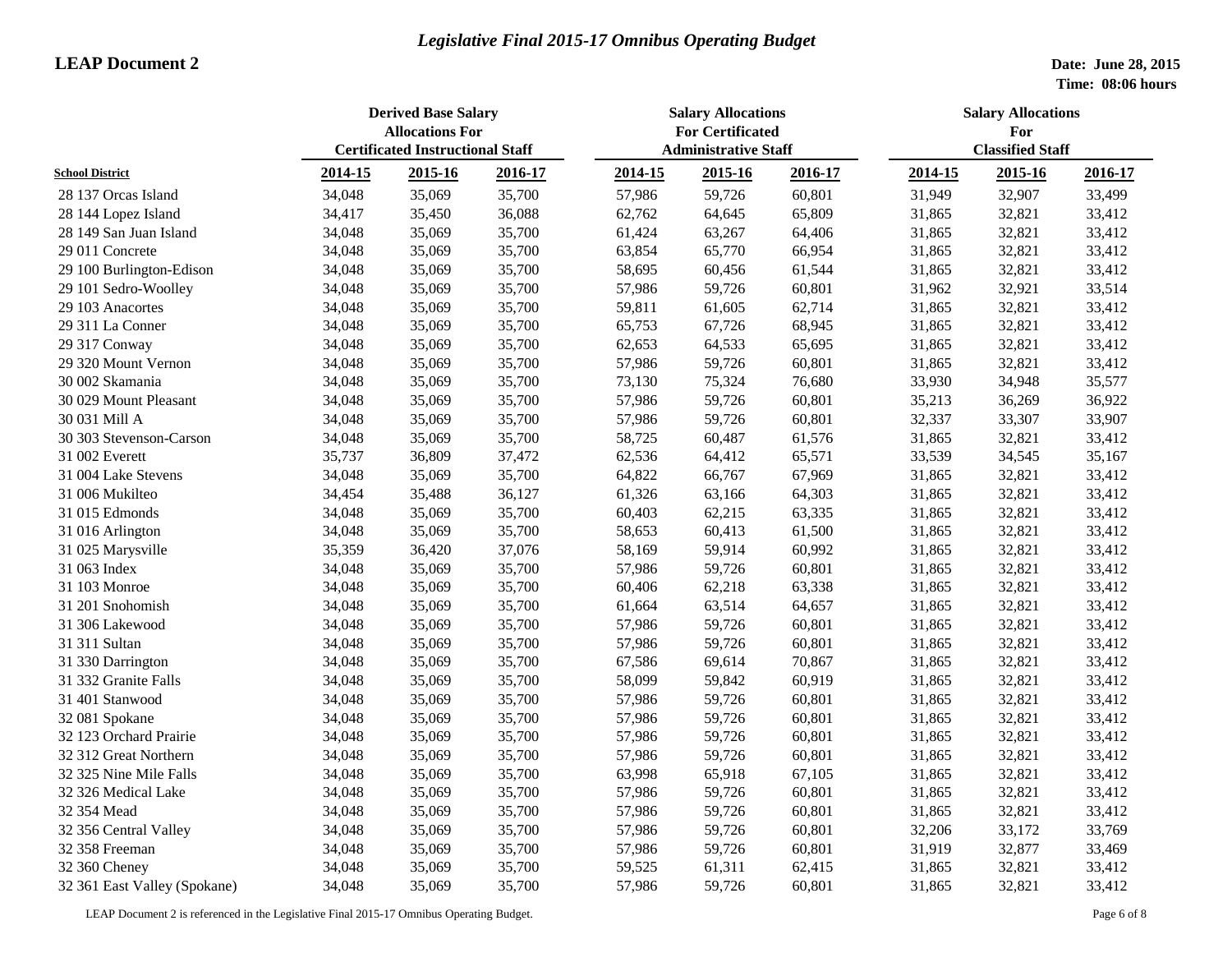# Legislative Final 2015-17 Omnibus Operating Budget

**LEAP Document 2**

**Date: June 28, 2015**
**Time: 08:06 hours**

| School District | Derived Base Salary Allocations For Certificated Instructional Staff | | | Salary Allocations For Certificated Administrative Staff | | | Salary Allocations For Classified Staff | | |
|---|---|---|---|---|---|---|---|---|---|
| | 2014-15 | 2015-16 | 2016-17 | 2014-15 | 2015-16 | 2016-17 | 2014-15 | 2015-16 | 2016-17 |
| 28 137 Orcas Island | 34,048 | 35,069 | 35,700 | 57,986 | 59,726 | 60,801 | 31,949 | 32,907 | 33,499 |
| 28 144 Lopez Island | 34,417 | 35,450 | 36,088 | 62,762 | 64,645 | 65,809 | 31,865 | 32,821 | 33,412 |
| 28 149 San Juan Island | 34,048 | 35,069 | 35,700 | 61,424 | 63,267 | 64,406 | 31,865 | 32,821 | 33,412 |
| 29 011 Concrete | 34,048 | 35,069 | 35,700 | 63,854 | 65,770 | 66,954 | 31,865 | 32,821 | 33,412 |
| 29 100 Burlington-Edison | 34,048 | 35,069 | 35,700 | 58,695 | 60,456 | 61,544 | 31,865 | 32,821 | 33,412 |
| 29 101 Sedro-Woolley | 34,048 | 35,069 | 35,700 | 57,986 | 59,726 | 60,801 | 31,962 | 32,921 | 33,514 |
| 29 103 Anacortes | 34,048 | 35,069 | 35,700 | 59,811 | 61,605 | 62,714 | 31,865 | 32,821 | 33,412 |
| 29 311 La Conner | 34,048 | 35,069 | 35,700 | 65,753 | 67,726 | 68,945 | 31,865 | 32,821 | 33,412 |
| 29 317 Conway | 34,048 | 35,069 | 35,700 | 62,653 | 64,533 | 65,695 | 31,865 | 32,821 | 33,412 |
| 29 320 Mount Vernon | 34,048 | 35,069 | 35,700 | 57,986 | 59,726 | 60,801 | 31,865 | 32,821 | 33,412 |
| 30 002 Skamania | 34,048 | 35,069 | 35,700 | 73,130 | 75,324 | 76,680 | 33,930 | 34,948 | 35,577 |
| 30 029 Mount Pleasant | 34,048 | 35,069 | 35,700 | 57,986 | 59,726 | 60,801 | 35,213 | 36,269 | 36,922 |
| 30 031 Mill A | 34,048 | 35,069 | 35,700 | 57,986 | 59,726 | 60,801 | 32,337 | 33,307 | 33,907 |
| 30 303 Stevenson-Carson | 34,048 | 35,069 | 35,700 | 58,725 | 60,487 | 61,576 | 31,865 | 32,821 | 33,412 |
| 31 002 Everett | 35,737 | 36,809 | 37,472 | 62,536 | 64,412 | 65,571 | 33,539 | 34,545 | 35,167 |
| 31 004 Lake Stevens | 34,048 | 35,069 | 35,700 | 64,822 | 66,767 | 67,969 | 31,865 | 32,821 | 33,412 |
| 31 006 Mukilteo | 34,454 | 35,488 | 36,127 | 61,326 | 63,166 | 64,303 | 31,865 | 32,821 | 33,412 |
| 31 015 Edmonds | 34,048 | 35,069 | 35,700 | 60,403 | 62,215 | 63,335 | 31,865 | 32,821 | 33,412 |
| 31 016 Arlington | 34,048 | 35,069 | 35,700 | 58,653 | 60,413 | 61,500 | 31,865 | 32,821 | 33,412 |
| 31 025 Marysville | 35,359 | 36,420 | 37,076 | 58,169 | 59,914 | 60,992 | 31,865 | 32,821 | 33,412 |
| 31 063 Index | 34,048 | 35,069 | 35,700 | 57,986 | 59,726 | 60,801 | 31,865 | 32,821 | 33,412 |
| 31 103 Monroe | 34,048 | 35,069 | 35,700 | 60,406 | 62,218 | 63,338 | 31,865 | 32,821 | 33,412 |
| 31 201 Snohomish | 34,048 | 35,069 | 35,700 | 61,664 | 63,514 | 64,657 | 31,865 | 32,821 | 33,412 |
| 31 306 Lakewood | 34,048 | 35,069 | 35,700 | 57,986 | 59,726 | 60,801 | 31,865 | 32,821 | 33,412 |
| 31 311 Sultan | 34,048 | 35,069 | 35,700 | 57,986 | 59,726 | 60,801 | 31,865 | 32,821 | 33,412 |
| 31 330 Darrington | 34,048 | 35,069 | 35,700 | 67,586 | 69,614 | 70,867 | 31,865 | 32,821 | 33,412 |
| 31 332 Granite Falls | 34,048 | 35,069 | 35,700 | 58,099 | 59,842 | 60,919 | 31,865 | 32,821 | 33,412 |
| 31 401 Stanwood | 34,048 | 35,069 | 35,700 | 57,986 | 59,726 | 60,801 | 31,865 | 32,821 | 33,412 |
| 32 081 Spokane | 34,048 | 35,069 | 35,700 | 57,986 | 59,726 | 60,801 | 31,865 | 32,821 | 33,412 |
| 32 123 Orchard Prairie | 34,048 | 35,069 | 35,700 | 57,986 | 59,726 | 60,801 | 31,865 | 32,821 | 33,412 |
| 32 312 Great Northern | 34,048 | 35,069 | 35,700 | 57,986 | 59,726 | 60,801 | 31,865 | 32,821 | 33,412 |
| 32 325 Nine Mile Falls | 34,048 | 35,069 | 35,700 | 63,998 | 65,918 | 67,105 | 31,865 | 32,821 | 33,412 |
| 32 326 Medical Lake | 34,048 | 35,069 | 35,700 | 57,986 | 59,726 | 60,801 | 31,865 | 32,821 | 33,412 |
| 32 354 Mead | 34,048 | 35,069 | 35,700 | 57,986 | 59,726 | 60,801 | 31,865 | 32,821 | 33,412 |
| 32 356 Central Valley | 34,048 | 35,069 | 35,700 | 57,986 | 59,726 | 60,801 | 32,206 | 33,172 | 33,769 |
| 32 358 Freeman | 34,048 | 35,069 | 35,700 | 57,986 | 59,726 | 60,801 | 31,919 | 32,877 | 33,469 |
| 32 360 Cheney | 34,048 | 35,069 | 35,700 | 59,525 | 61,311 | 62,415 | 31,865 | 32,821 | 33,412 |
| 32 361 East Valley (Spokane) | 34,048 | 35,069 | 35,700 | 57,986 | 59,726 | 60,801 | 31,865 | 32,821 | 33,412 |

LEAP Document 2 is referenced in the Legislative Final 2015-17 Omnibus Operating Budget.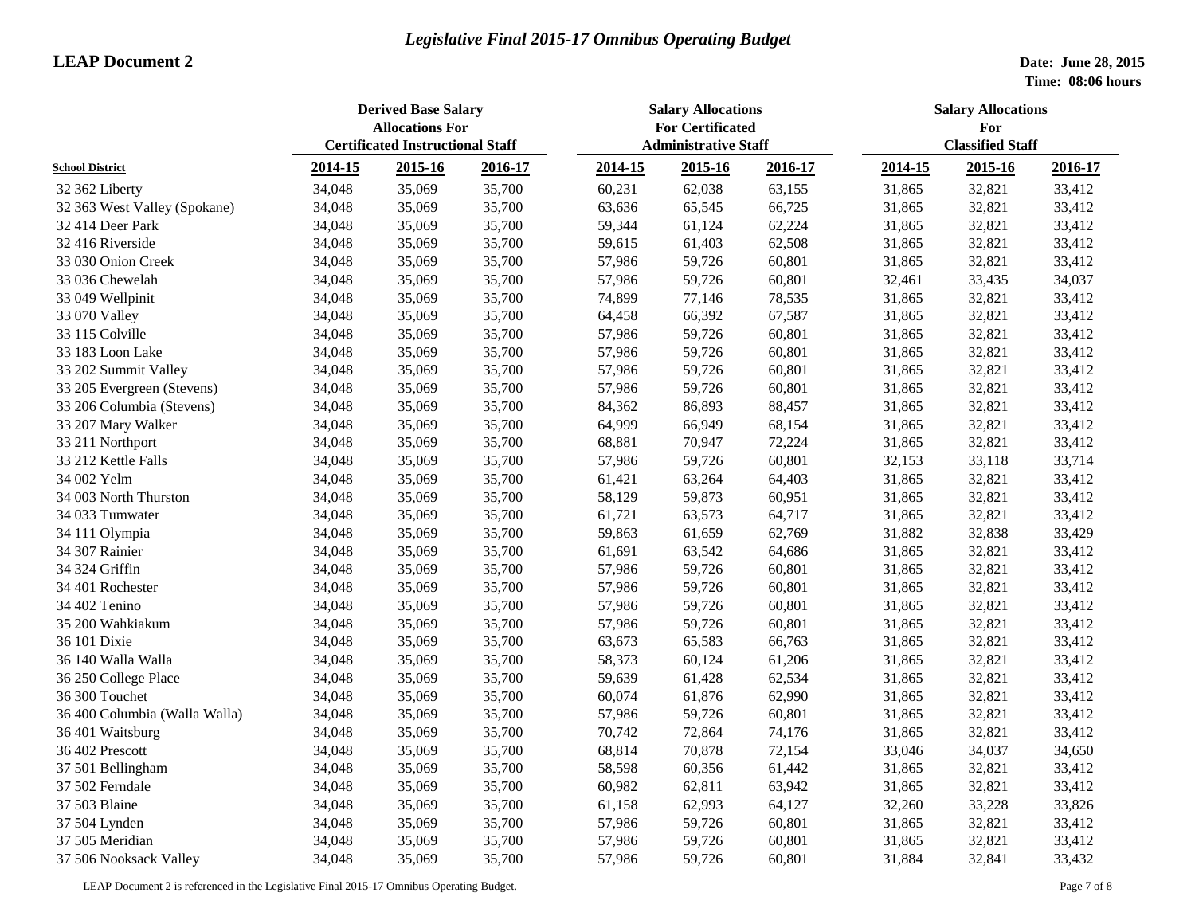# Legislative Final 2015-17 Omnibus Operating Budget

## LEAP Document 2

**Date: June 28, 2015**
**Time: 08:06 hours**

| School District | Derived Base Salary Allocations For Certificated Instructional Staff | | | Salary Allocations For Certificated Administrative Staff | | | Salary Allocations For Classified Staff | | |
|---|---|---|---|---|---|---|---|---|---|
| | 2014-15 | 2015-16 | 2016-17 | 2014-15 | 2015-16 | 2016-17 | 2014-15 | 2015-16 | 2016-17 |
| 32 362 Liberty | 34,048 | 35,069 | 35,700 | 60,231 | 62,038 | 63,155 | 31,865 | 32,821 | 33,412 |
| 32 363 West Valley (Spokane) | 34,048 | 35,069 | 35,700 | 63,636 | 65,545 | 66,725 | 31,865 | 32,821 | 33,412 |
| 32 414 Deer Park | 34,048 | 35,069 | 35,700 | 59,344 | 61,124 | 62,224 | 31,865 | 32,821 | 33,412 |
| 32 416 Riverside | 34,048 | 35,069 | 35,700 | 59,615 | 61,403 | 62,508 | 31,865 | 32,821 | 33,412 |
| 33 030 Onion Creek | 34,048 | 35,069 | 35,700 | 57,986 | 59,726 | 60,801 | 31,865 | 32,821 | 33,412 |
| 33 036 Chewelah | 34,048 | 35,069 | 35,700 | 57,986 | 59,726 | 60,801 | 32,461 | 33,435 | 34,037 |
| 33 049 Wellpinit | 34,048 | 35,069 | 35,700 | 74,899 | 77,146 | 78,535 | 31,865 | 32,821 | 33,412 |
| 33 070 Valley | 34,048 | 35,069 | 35,700 | 64,458 | 66,392 | 67,587 | 31,865 | 32,821 | 33,412 |
| 33 115 Colville | 34,048 | 35,069 | 35,700 | 57,986 | 59,726 | 60,801 | 31,865 | 32,821 | 33,412 |
| 33 183 Loon Lake | 34,048 | 35,069 | 35,700 | 57,986 | 59,726 | 60,801 | 31,865 | 32,821 | 33,412 |
| 33 202 Summit Valley | 34,048 | 35,069 | 35,700 | 57,986 | 59,726 | 60,801 | 31,865 | 32,821 | 33,412 |
| 33 205 Evergreen (Stevens) | 34,048 | 35,069 | 35,700 | 57,986 | 59,726 | 60,801 | 31,865 | 32,821 | 33,412 |
| 33 206 Columbia (Stevens) | 34,048 | 35,069 | 35,700 | 84,362 | 86,893 | 88,457 | 31,865 | 32,821 | 33,412 |
| 33 207 Mary Walker | 34,048 | 35,069 | 35,700 | 64,999 | 66,949 | 68,154 | 31,865 | 32,821 | 33,412 |
| 33 211 Northport | 34,048 | 35,069 | 35,700 | 68,881 | 70,947 | 72,224 | 31,865 | 32,821 | 33,412 |
| 33 212 Kettle Falls | 34,048 | 35,069 | 35,700 | 57,986 | 59,726 | 60,801 | 32,153 | 33,118 | 33,714 |
| 34 002 Yelm | 34,048 | 35,069 | 35,700 | 61,421 | 63,264 | 64,403 | 31,865 | 32,821 | 33,412 |
| 34 003 North Thurston | 34,048 | 35,069 | 35,700 | 58,129 | 59,873 | 60,951 | 31,865 | 32,821 | 33,412 |
| 34 033 Tumwater | 34,048 | 35,069 | 35,700 | 61,721 | 63,573 | 64,717 | 31,865 | 32,821 | 33,412 |
| 34 111 Olympia | 34,048 | 35,069 | 35,700 | 59,863 | 61,659 | 62,769 | 31,882 | 32,838 | 33,429 |
| 34 307 Rainier | 34,048 | 35,069 | 35,700 | 61,691 | 63,542 | 64,686 | 31,865 | 32,821 | 33,412 |
| 34 324 Griffin | 34,048 | 35,069 | 35,700 | 57,986 | 59,726 | 60,801 | 31,865 | 32,821 | 33,412 |
| 34 401 Rochester | 34,048 | 35,069 | 35,700 | 57,986 | 59,726 | 60,801 | 31,865 | 32,821 | 33,412 |
| 34 402 Tenino | 34,048 | 35,069 | 35,700 | 57,986 | 59,726 | 60,801 | 31,865 | 32,821 | 33,412 |
| 35 200 Wahkiakum | 34,048 | 35,069 | 35,700 | 57,986 | 59,726 | 60,801 | 31,865 | 32,821 | 33,412 |
| 36 101 Dixie | 34,048 | 35,069 | 35,700 | 63,673 | 65,583 | 66,763 | 31,865 | 32,821 | 33,412 |
| 36 140 Walla Walla | 34,048 | 35,069 | 35,700 | 58,373 | 60,124 | 61,206 | 31,865 | 32,821 | 33,412 |
| 36 250 College Place | 34,048 | 35,069 | 35,700 | 59,639 | 61,428 | 62,534 | 31,865 | 32,821 | 33,412 |
| 36 300 Touchet | 34,048 | 35,069 | 35,700 | 60,074 | 61,876 | 62,990 | 31,865 | 32,821 | 33,412 |
| 36 400 Columbia (Walla Walla) | 34,048 | 35,069 | 35,700 | 57,986 | 59,726 | 60,801 | 31,865 | 32,821 | 33,412 |
| 36 401 Waitsburg | 34,048 | 35,069 | 35,700 | 70,742 | 72,864 | 74,176 | 31,865 | 32,821 | 33,412 |
| 36 402 Prescott | 34,048 | 35,069 | 35,700 | 68,814 | 70,878 | 72,154 | 33,046 | 34,037 | 34,650 |
| 37 501 Bellingham | 34,048 | 35,069 | 35,700 | 58,598 | 60,356 | 61,442 | 31,865 | 32,821 | 33,412 |
| 37 502 Ferndale | 34,048 | 35,069 | 35,700 | 60,982 | 62,811 | 63,942 | 31,865 | 32,821 | 33,412 |
| 37 503 Blaine | 34,048 | 35,069 | 35,700 | 61,158 | 62,993 | 64,127 | 32,260 | 33,228 | 33,826 |
| 37 504 Lynden | 34,048 | 35,069 | 35,700 | 57,986 | 59,726 | 60,801 | 31,865 | 32,821 | 33,412 |
| 37 505 Meridian | 34,048 | 35,069 | 35,700 | 57,986 | 59,726 | 60,801 | 31,865 | 32,821 | 33,412 |
| 37 506 Nooksack Valley | 34,048 | 35,069 | 35,700 | 57,986 | 59,726 | 60,801 | 31,884 | 32,841 | 33,432 |

LEAP Document 2 is referenced in the Legislative Final 2015-17 Omnibus Operating Budget.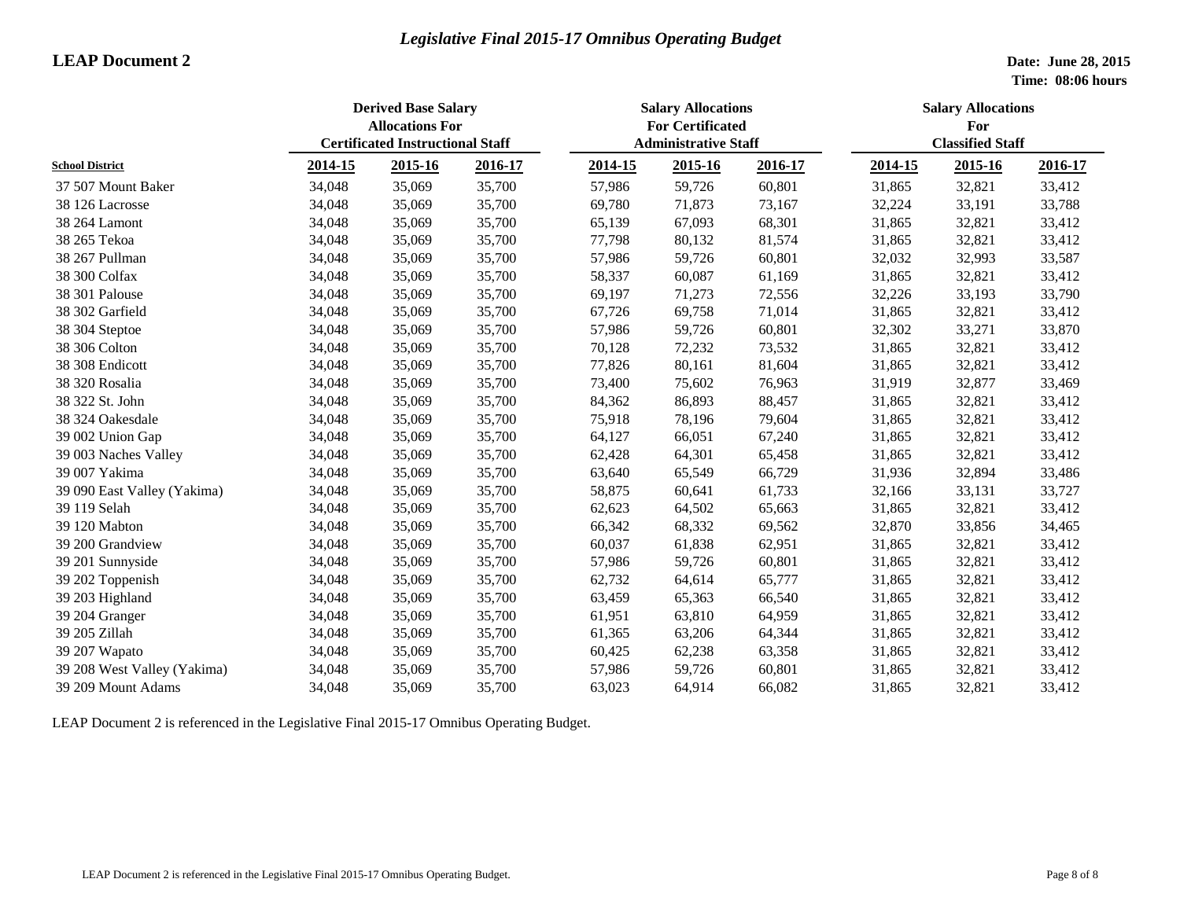*Legislative Final 2015-17 Omnibus Operating Budget*

**LEAP Document 2**

**Date: June 28, 2015**
**Time: 08:06 hours**

| | Derived Base Salary Allocations For Certificated Instructional Staff | | | Salary Allocations For Certificated Administrative Staff | | | Salary Allocations For Classified Staff | | |
|---|---|---|---|---|---|---|---|---|---|
| **School District** | **2014-15** | **2015-16** | **2016-17** | **2014-15** | **2015-16** | **2016-17** | **2014-15** | **2015-16** | **2016-17** |
| 37 507 Mount Baker | 34,048 | 35,069 | 35,700 | 57,986 | 59,726 | 60,801 | 31,865 | 32,821 | 33,412 |
| 38 126 Lacrosse | 34,048 | 35,069 | 35,700 | 69,780 | 71,873 | 73,167 | 32,224 | 33,191 | 33,788 |
| 38 264 Lamont | 34,048 | 35,069 | 35,700 | 65,139 | 67,093 | 68,301 | 31,865 | 32,821 | 33,412 |
| 38 265 Tekoa | 34,048 | 35,069 | 35,700 | 77,798 | 80,132 | 81,574 | 31,865 | 32,821 | 33,412 |
| 38 267 Pullman | 34,048 | 35,069 | 35,700 | 57,986 | 59,726 | 60,801 | 32,032 | 32,993 | 33,587 |
| 38 300 Colfax | 34,048 | 35,069 | 35,700 | 58,337 | 60,087 | 61,169 | 31,865 | 32,821 | 33,412 |
| 38 301 Palouse | 34,048 | 35,069 | 35,700 | 69,197 | 71,273 | 72,556 | 32,226 | 33,193 | 33,790 |
| 38 302 Garfield | 34,048 | 35,069 | 35,700 | 67,726 | 69,758 | 71,014 | 31,865 | 32,821 | 33,412 |
| 38 304 Steptoe | 34,048 | 35,069 | 35,700 | 57,986 | 59,726 | 60,801 | 32,302 | 33,271 | 33,870 |
| 38 306 Colton | 34,048 | 35,069 | 35,700 | 70,128 | 72,232 | 73,532 | 31,865 | 32,821 | 33,412 |
| 38 308 Endicott | 34,048 | 35,069 | 35,700 | 77,826 | 80,161 | 81,604 | 31,865 | 32,821 | 33,412 |
| 38 320 Rosalia | 34,048 | 35,069 | 35,700 | 73,400 | 75,602 | 76,963 | 31,919 | 32,877 | 33,469 |
| 38 322 St. John | 34,048 | 35,069 | 35,700 | 84,362 | 86,893 | 88,457 | 31,865 | 32,821 | 33,412 |
| 38 324 Oakesdale | 34,048 | 35,069 | 35,700 | 75,918 | 78,196 | 79,604 | 31,865 | 32,821 | 33,412 |
| 39 002 Union Gap | 34,048 | 35,069 | 35,700 | 64,127 | 66,051 | 67,240 | 31,865 | 32,821 | 33,412 |
| 39 003 Naches Valley | 34,048 | 35,069 | 35,700 | 62,428 | 64,301 | 65,458 | 31,865 | 32,821 | 33,412 |
| 39 007 Yakima | 34,048 | 35,069 | 35,700 | 63,640 | 65,549 | 66,729 | 31,936 | 32,894 | 33,486 |
| 39 090 East Valley (Yakima) | 34,048 | 35,069 | 35,700 | 58,875 | 60,641 | 61,733 | 32,166 | 33,131 | 33,727 |
| 39 119 Selah | 34,048 | 35,069 | 35,700 | 62,623 | 64,502 | 65,663 | 31,865 | 32,821 | 33,412 |
| 39 120 Mabton | 34,048 | 35,069 | 35,700 | 66,342 | 68,332 | 69,562 | 32,870 | 33,856 | 34,465 |
| 39 200 Grandview | 34,048 | 35,069 | 35,700 | 60,037 | 61,838 | 62,951 | 31,865 | 32,821 | 33,412 |
| 39 201 Sunnyside | 34,048 | 35,069 | 35,700 | 57,986 | 59,726 | 60,801 | 31,865 | 32,821 | 33,412 |
| 39 202 Toppenish | 34,048 | 35,069 | 35,700 | 62,732 | 64,614 | 65,777 | 31,865 | 32,821 | 33,412 |
| 39 203 Highland | 34,048 | 35,069 | 35,700 | 63,459 | 65,363 | 66,540 | 31,865 | 32,821 | 33,412 |
| 39 204 Granger | 34,048 | 35,069 | 35,700 | 61,951 | 63,810 | 64,959 | 31,865 | 32,821 | 33,412 |
| 39 205 Zillah | 34,048 | 35,069 | 35,700 | 61,365 | 63,206 | 64,344 | 31,865 | 32,821 | 33,412 |
| 39 207 Wapato | 34,048 | 35,069 | 35,700 | 60,425 | 62,238 | 63,358 | 31,865 | 32,821 | 33,412 |
| 39 208 West Valley (Yakima) | 34,048 | 35,069 | 35,700 | 57,986 | 59,726 | 60,801 | 31,865 | 32,821 | 33,412 |
| 39 209 Mount Adams | 34,048 | 35,069 | 35,700 | 63,023 | 64,914 | 66,082 | 31,865 | 32,821 | 33,412 |

LEAP Document 2 is referenced in the Legislative Final 2015-17 Omnibus Operating Budget.